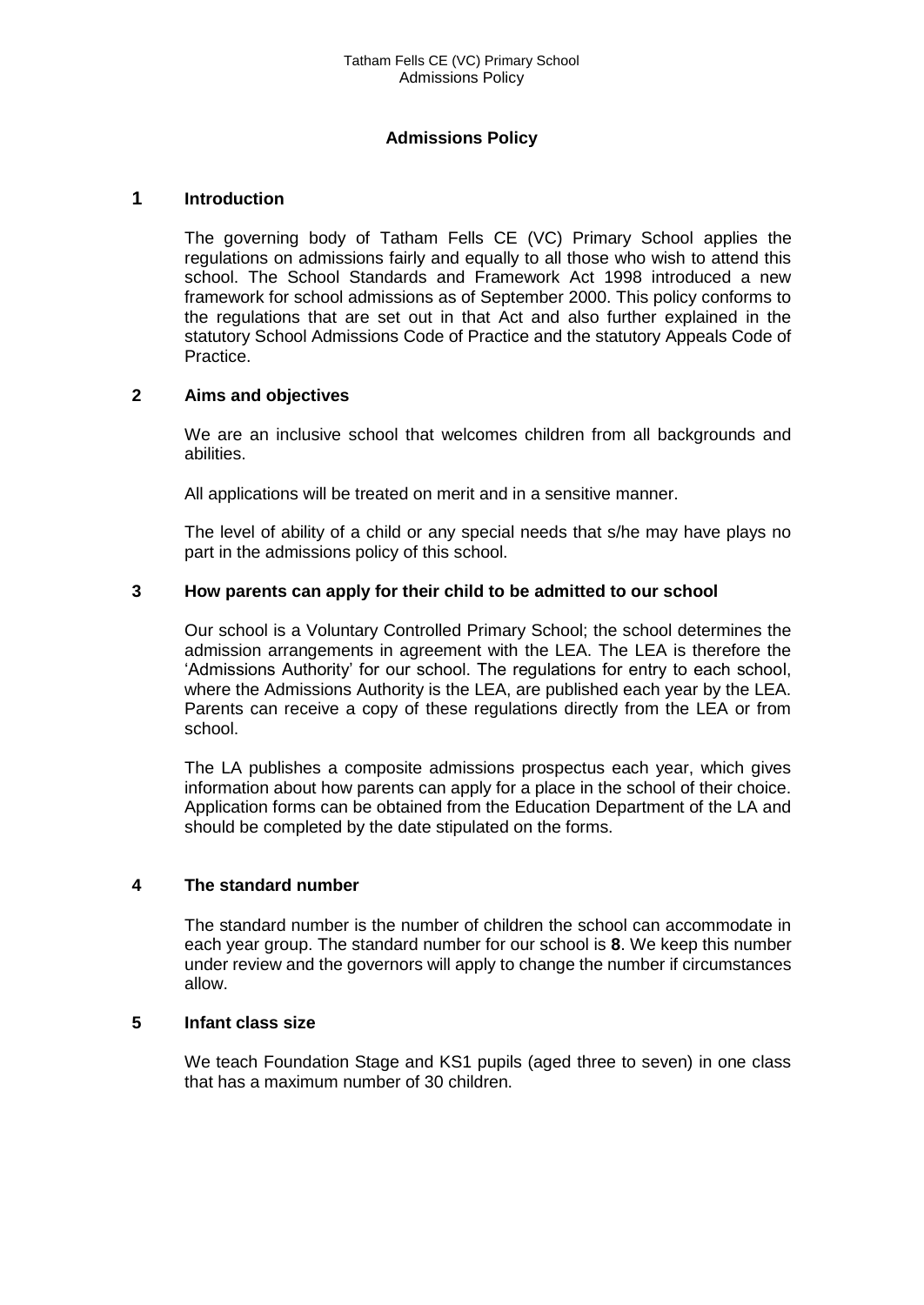# Admissions Policy

## 1 Introduction

The governing body of Tatham Fells CE (VC) Primary School applies the regulations on admissions fairly and equally to all those who wish to attend this school. The School Standards and Framework Act 1998 introduced a new framework for school admissions as of September 2000. This policy conforms to the regulations that are set out in that Act and also further explained in the statutory School Admissions Code of Practice and the statutory Appeals Code of Practice.

## 2 Aims and objectives

We are an inclusive school that welcomes children from all backgrounds and abilities.

All applications will be treated on merit and in a sensitive manner.

The level of ability of a child or any special needs that s/he may have plays no part in the admissions policy of this school.

## 3 How parents can apply for their child to be admitted to our school

Our school is a Voluntary Controlled Primary School; the school determines the admission arrangements in agreement with the LEA. The LEA is therefore the 'Admissions Authority' for our school. The regulations for entry to each school, where the Admissions Authority is the LEA, are published each year by the LEA. Parents can receive a copy of these regulations directly from the LEA or from school.

The LA publishes a composite admissions prospectus each year, which gives information about how parents can apply for a place in the school of their choice. Application forms can be obtained from the Education Department of the LA and should be completed by the date stipulated on the forms.

## 4 The standard number

The standard number is the number of children the school can accommodate in each year group. The standard number for our school is **8**. We keep this number under review and the governors will apply to change the number if circumstances allow.

## 5 Infant class size

We teach Foundation Stage and KS1 pupils (aged three to seven) in one class that has a maximum number of 30 children.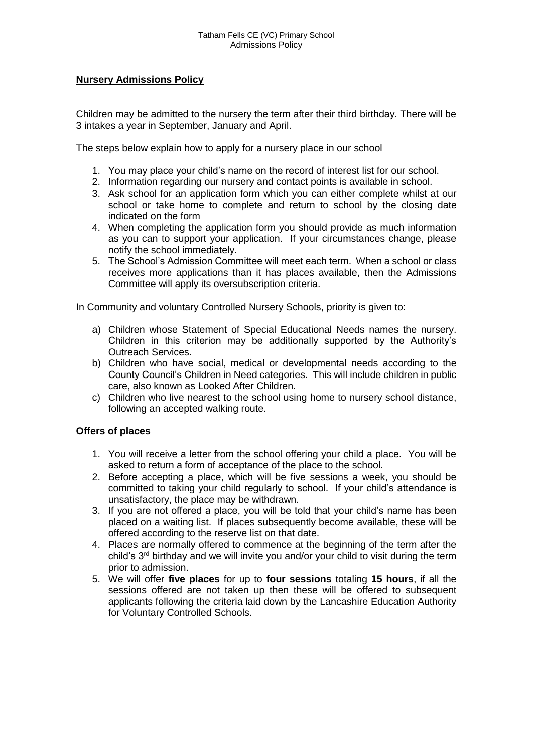## **Nursery Admissions Policy**

Children may be admitted to the nursery the term after their third birthday. There will be 3 intakes a year in September, January and April.

The steps below explain how to apply for a nursery place in our school

1. You may place your child's name on the record of interest list for our school.
2. Information regarding our nursery and contact points is available in school.
3. Ask school for an application form which you can either complete whilst at our school or take home to complete and return to school by the closing date indicated on the form
4. When completing the application form you should provide as much information as you can to support your application. If your circumstances change, please notify the school immediately.
5. The School's Admission Committee will meet each term. When a school or class receives more applications than it has places available, then the Admissions Committee will apply its oversubscription criteria.

In Community and voluntary Controlled Nursery Schools, priority is given to:

a) Children whose Statement of Special Educational Needs names the nursery. Children in this criterion may be additionally supported by the Authority's Outreach Services.
b) Children who have social, medical or developmental needs according to the County Council's Children in Need categories. This will include children in public care, also known as Looked After Children.
c) Children who live nearest to the school using home to nursery school distance, following an accepted walking route.

### **Offers of places**

1. You will receive a letter from the school offering your child a place. You will be asked to return a form of acceptance of the place to the school.
2. Before accepting a place, which will be five sessions a week, you should be committed to taking your child regularly to school. If your child's attendance is unsatisfactory, the place may be withdrawn.
3. If you are not offered a place, you will be told that your child's name has been placed on a waiting list. If places subsequently become available, these will be offered according to the reserve list on that date.
4. Places are normally offered to commence at the beginning of the term after the child's 3rd birthday and we will invite you and/or your child to visit during the term prior to admission.
5. We will offer **five places** for up to **four sessions** totaling **15 hours**, if all the sessions offered are not taken up then these will be offered to subsequent applicants following the criteria laid down by the Lancashire Education Authority for Voluntary Controlled Schools.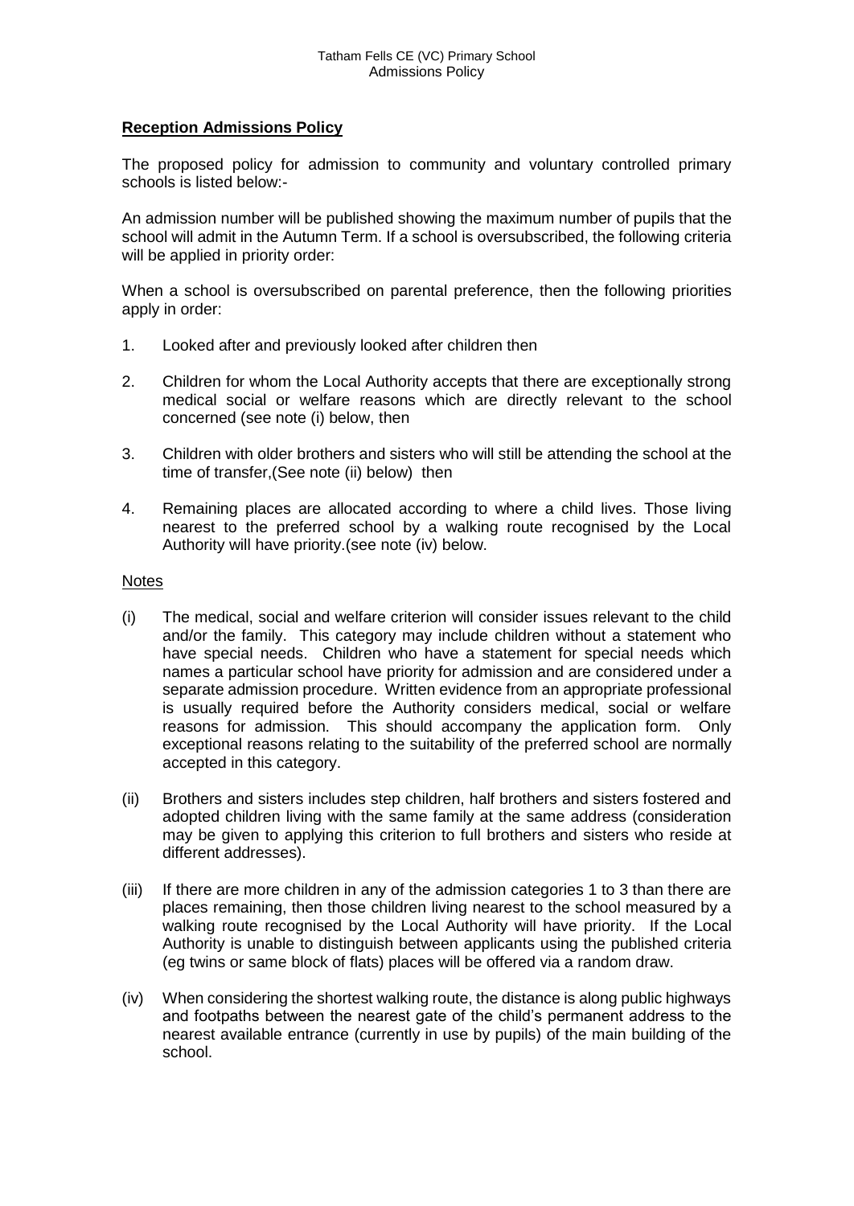## Reception Admissions Policy

The proposed policy for admission to community and voluntary controlled primary schools is listed below:-

An admission number will be published showing the maximum number of pupils that the school will admit in the Autumn Term. If a school is oversubscribed, the following criteria will be applied in priority order:

When a school is oversubscribed on parental preference, then the following priorities apply in order:

1. Looked after and previously looked after children then
2. Children for whom the Local Authority accepts that there are exceptionally strong medical social or welfare reasons which are directly relevant to the school concerned (see note (i) below, then
3. Children with older brothers and sisters who will still be attending the school at the time of transfer,(See note (ii) below) then
4. Remaining places are allocated according to where a child lives. Those living nearest to the preferred school by a walking route recognised by the Local Authority will have priority.(see note (iv) below.

### Notes

(i) The medical, social and welfare criterion will consider issues relevant to the child and/or the family. This category may include children without a statement who have special needs. Children who have a statement for special needs which names a particular school have priority for admission and are considered under a separate admission procedure. Written evidence from an appropriate professional is usually required before the Authority considers medical, social or welfare reasons for admission. This should accompany the application form. Only exceptional reasons relating to the suitability of the preferred school are normally accepted in this category.

(ii) Brothers and sisters includes step children, half brothers and sisters fostered and adopted children living with the same family at the same address (consideration may be given to applying this criterion to full brothers and sisters who reside at different addresses).

(iii) If there are more children in any of the admission categories 1 to 3 than there are places remaining, then those children living nearest to the school measured by a walking route recognised by the Local Authority will have priority. If the Local Authority is unable to distinguish between applicants using the published criteria (eg twins or same block of flats) places will be offered via a random draw.

(iv) When considering the shortest walking route, the distance is along public highways and footpaths between the nearest gate of the child's permanent address to the nearest available entrance (currently in use by pupils) of the main building of the school.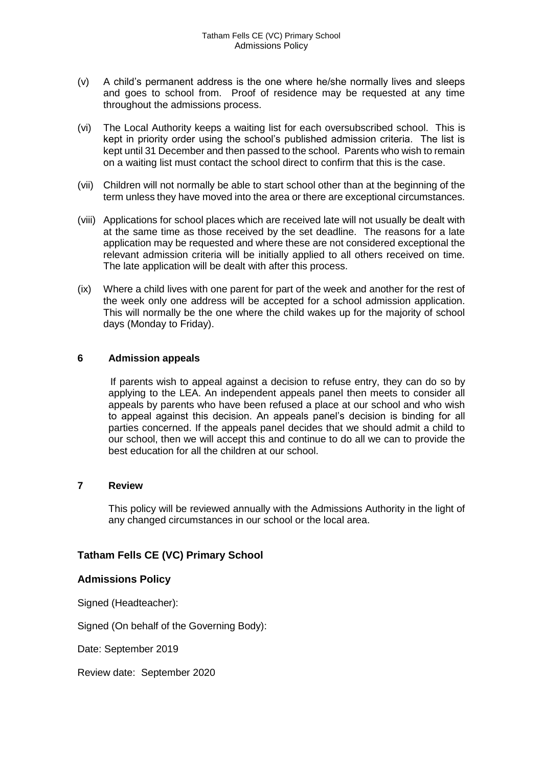(v) A child's permanent address is the one where he/she normally lives and sleeps and goes to school from. Proof of residence may be requested at any time throughout the admissions process.

(vi) The Local Authority keeps a waiting list for each oversubscribed school. This is kept in priority order using the school's published admission criteria. The list is kept until 31 December and then passed to the school. Parents who wish to remain on a waiting list must contact the school direct to confirm that this is the case.

(vii) Children will not normally be able to start school other than at the beginning of the term unless they have moved into the area or there are exceptional circumstances.

(viii) Applications for school places which are received late will not usually be dealt with at the same time as those received by the set deadline. The reasons for a late application may be requested and where these are not considered exceptional the relevant admission criteria will be initially applied to all others received on time. The late application will be dealt with after this process.

(ix) Where a child lives with one parent for part of the week and another for the rest of the week only one address will be accepted for a school admission application. This will normally be the one where the child wakes up for the majority of school days (Monday to Friday).

## 6 Admission appeals

If parents wish to appeal against a decision to refuse entry, they can do so by applying to the LEA. An independent appeals panel then meets to consider all appeals by parents who have been refused a place at our school and who wish to appeal against this decision. An appeals panel's decision is binding for all parties concerned. If the appeals panel decides that we should admit a child to our school, then we will accept this and continue to do all we can to provide the best education for all the children at our school.

## 7 Review

This policy will be reviewed annually with the Admissions Authority in the light of any changed circumstances in our school or the local area.

**Tatham Fells CE (VC) Primary School**

**Admissions Policy**

Signed (Headteacher):

Signed (On behalf of the Governing Body):

Date: September 2019

Review date: September 2020